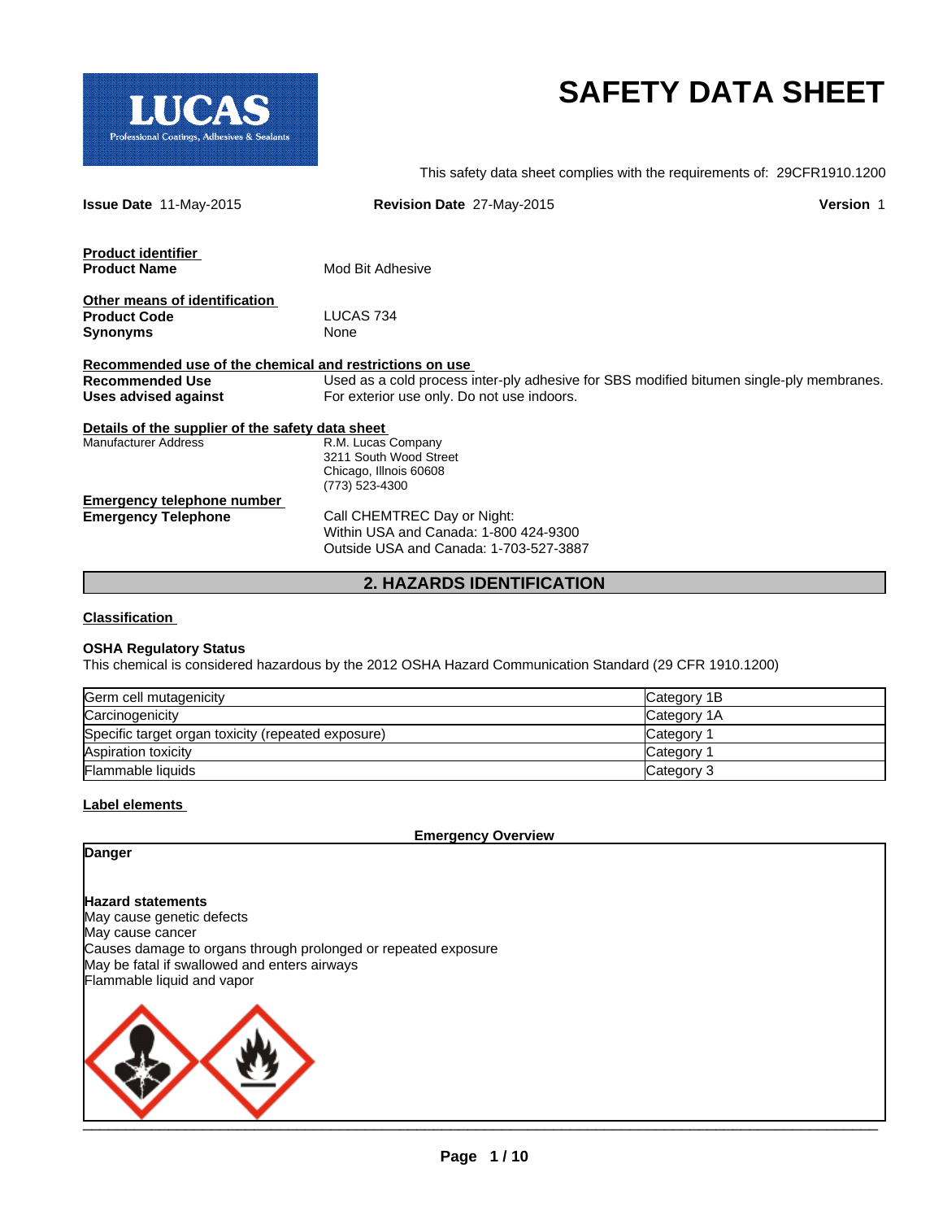# SAFETY DATA SHEET

LUCAS
Professional Coatings, Adhesives & Sealants

This safety data sheet complies with the requirements of: 29CFR1910.1200

**Issue Date** 11-May-2015 **Revision Date** 27-May-2015 **Version** 1

**Product identifier**

**Product Name** Mod Bit Adhesive

**Other means of identification**

**Product Code** LUCAS 734

**Synonyms** None

**Recommended use of the chemical and restrictions on use**

**Recommended Use** Used as a cold process inter-ply adhesive for SBS modified bitumen single-ply membranes.

**Uses advised against** For exterior use only. Do not use indoors.

**Details of the supplier of the safety data sheet**

Manufacturer Address
R.M. Lucas Company
3211 South Wood Street
Chicago, Illnois 60608
(773) 523-4300

**Emergency telephone number**

**Emergency Telephone**
Call CHEMTREC Day or Night:
Within USA and Canada: 1-800 424-9300
Outside USA and Canada: 1-703-527-3887

## 2. HAZARDS IDENTIFICATION

**Classification**

**OSHA Regulatory Status**

This chemical is considered hazardous by the 2012 OSHA Hazard Communication Standard (29 CFR 1910.1200)

| | |
|---|---|
| Germ cell mutagenicity | Category 1B |
| Carcinogenicity | Category 1A |
| Specific target organ toxicity (repeated exposure) | Category 1 |
| Aspiration toxicity | Category 1 |
| Flammable liquids | Category 3 |

**Label elements**

**Emergency Overview**

**Danger**

**Hazard statements**

May cause genetic defects
May cause cancer
Causes damage to organs through prolonged or repeated exposure
May be fatal if swallowed and enters airways
Flammable liquid and vapor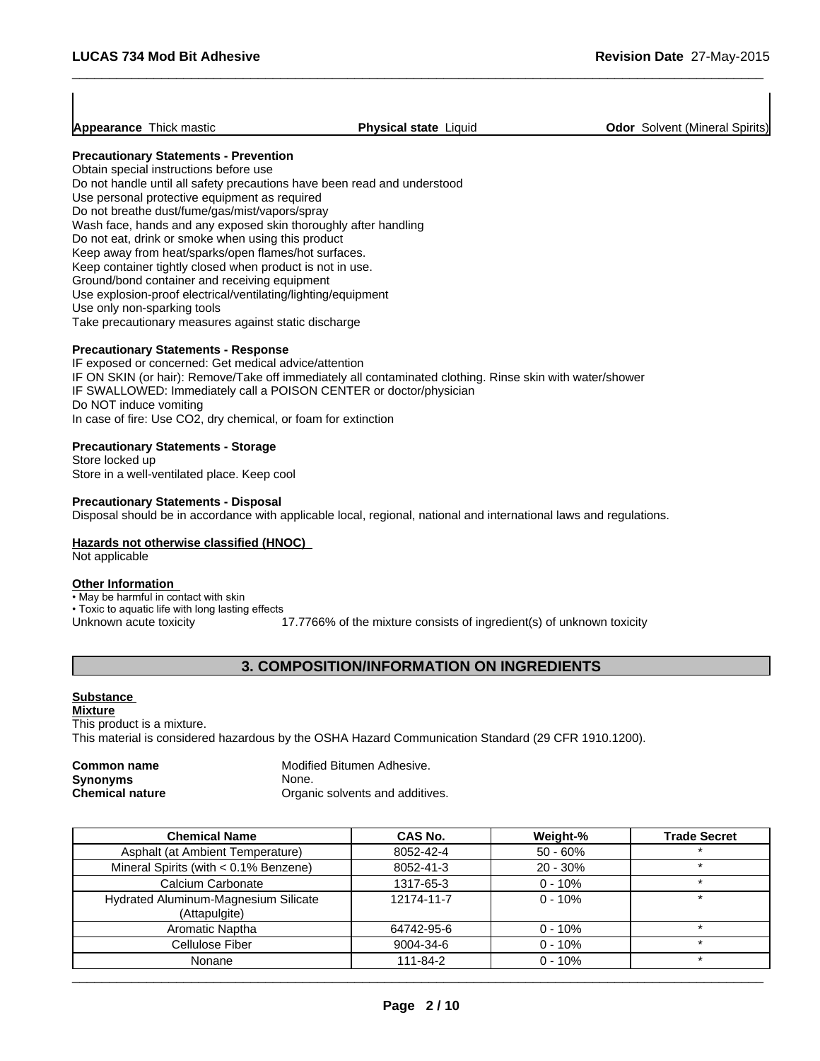**Appearance** Thick mastic | **Physical state** Liquid | **Odor** Solvent (Mineral Spirits)

**Precautionary Statements - Prevention**

Obtain special instructions before use
Do not handle until all safety precautions have been read and understood
Use personal protective equipment as required
Do not breathe dust/fume/gas/mist/vapors/spray
Wash face, hands and any exposed skin thoroughly after handling
Do not eat, drink or smoke when using this product
Keep away from heat/sparks/open flames/hot surfaces.
Keep container tightly closed when product is not in use.
Ground/bond container and receiving equipment
Use explosion-proof electrical/ventilating/lighting/equipment
Use only non-sparking tools
Take precautionary measures against static discharge

**Precautionary Statements - Response**

IF exposed or concerned: Get medical advice/attention
IF ON SKIN (or hair): Remove/Take off immediately all contaminated clothing. Rinse skin with water/shower
IF SWALLOWED: Immediately call a POISON CENTER or doctor/physician
Do NOT induce vomiting
In case of fire: Use CO2, dry chemical, or foam for extinction

**Precautionary Statements - Storage**

Store locked up
Store in a well-ventilated place. Keep cool

**Precautionary Statements - Disposal**

Disposal should be in accordance with applicable local, regional, national and international laws and regulations.

**Hazards not otherwise classified (HNOC)**

Not applicable

**Other Information**

- May be harmful in contact with skin
- Toxic to aquatic life with long lasting effects

Unknown acute toxicity 17.7766% of the mixture consists of ingredient(s) of unknown toxicity

## 3. COMPOSITION/INFORMATION ON INGREDIENTS

**Substance**

**Mixture**

This product is a mixture.
This material is considered hazardous by the OSHA Hazard Communication Standard (29 CFR 1910.1200).

**Common name** Modified Bitumen Adhesive.
**Synonyms** None.
**Chemical nature** Organic solvents and additives.

| Chemical Name | CAS No. | Weight-% | Trade Secret |
|---|---|---|---|
| Asphalt (at Ambient Temperature) | 8052-42-4 | 50 - 60% | * |
| Mineral Spirits (with < 0.1% Benzene) | 8052-41-3 | 20 - 30% | * |
| Calcium Carbonate | 1317-65-3 | 0 - 10% | * |
| Hydrated Aluminum-Magnesium Silicate (Attapulgite) | 12174-11-7 | 0 - 10% | * |
| Aromatic Naptha | 64742-95-6 | 0 - 10% | * |
| Cellulose Fiber | 9004-34-6 | 0 - 10% | * |
| Nonane | 111-84-2 | 0 - 10% | * |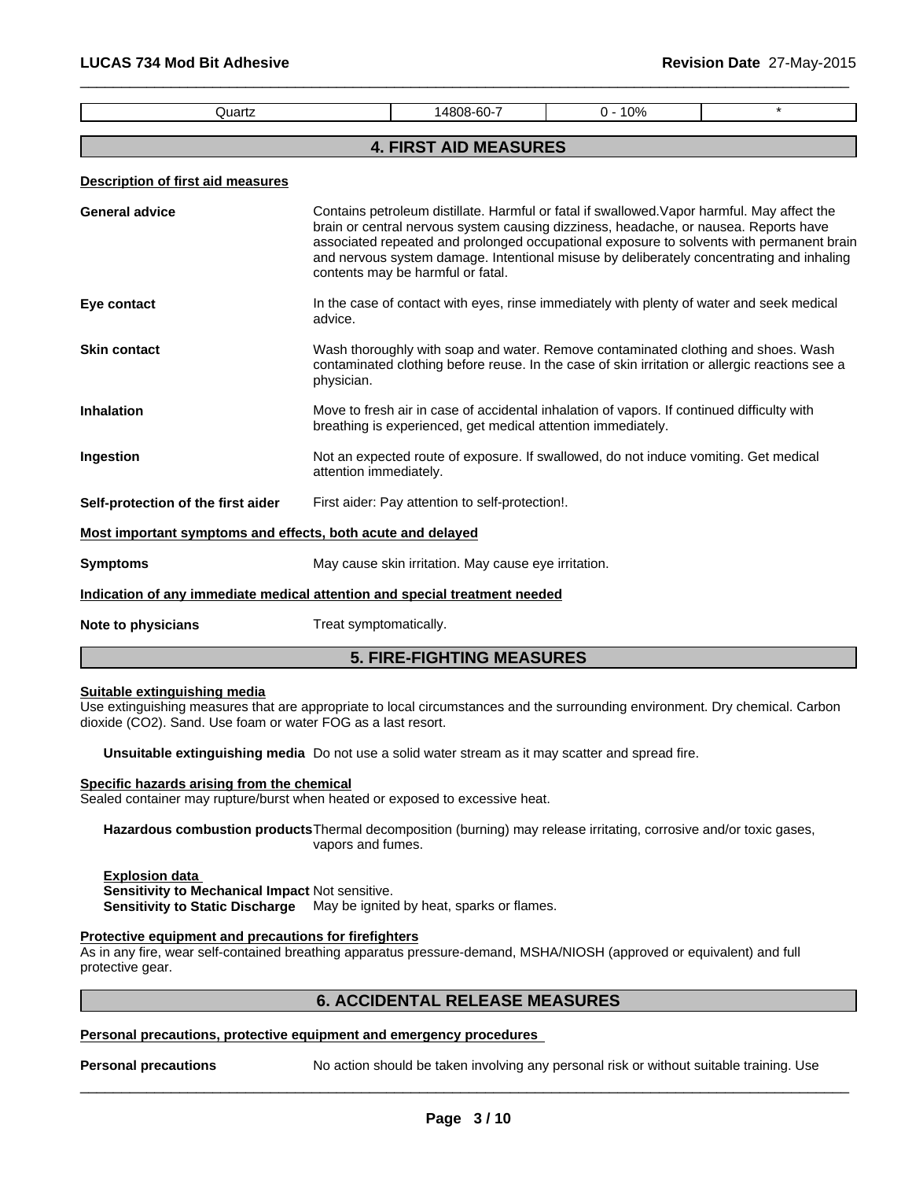| Quartz | 14808-60-7 | 0 - 10% | * |
|---|---|---|---|

## 4. FIRST AID MEASURES

**Description of first aid measures**

**General advice** Contains petroleum distillate. Harmful or fatal if swallowed.Vapor harmful. May affect the brain or central nervous system causing dizziness, headache, or nausea. Reports have associated repeated and prolonged occupational exposure to solvents with permanent brain and nervous system damage. Intentional misuse by deliberately concentrating and inhaling contents may be harmful or fatal.

**Eye contact** In the case of contact with eyes, rinse immediately with plenty of water and seek medical advice.

**Skin contact** Wash thoroughly with soap and water. Remove contaminated clothing and shoes. Wash contaminated clothing before reuse. In the case of skin irritation or allergic reactions see a physician.

**Inhalation** Move to fresh air in case of accidental inhalation of vapors. If continued difficulty with breathing is experienced, get medical attention immediately.

**Ingestion** Not an expected route of exposure. If swallowed, do not induce vomiting. Get medical attention immediately.

**Self-protection of the first aider** First aider: Pay attention to self-protection!.

**Most important symptoms and effects, both acute and delayed**

**Symptoms** May cause skin irritation. May cause eye irritation.

**Indication of any immediate medical attention and special treatment needed**

**Note to physicians** Treat symptomatically.

## 5. FIRE-FIGHTING MEASURES

**Suitable extinguishing media**

Use extinguishing measures that are appropriate to local circumstances and the surrounding environment. Dry chemical. Carbon dioxide ($CO_2$). Sand. Use foam or water FOG as a last resort.

**Unsuitable extinguishing media** Do not use a solid water stream as it may scatter and spread fire.

**Specific hazards arising from the chemical**

Sealed container may rupture/burst when heated or exposed to excessive heat.

**Hazardous combustion products** Thermal decomposition (burning) may release irritating, corrosive and/or toxic gases, vapors and fumes.

**Explosion data**

**Sensitivity to Mechanical Impact** Not sensitive.

**Sensitivity to Static Discharge** May be ignited by heat, sparks or flames.

**Protective equipment and precautions for firefighters**

As in any fire, wear self-contained breathing apparatus pressure-demand, MSHA/NIOSH (approved or equivalent) and full protective gear.

## 6. ACCIDENTAL RELEASE MEASURES

**Personal precautions, protective equipment and emergency procedures**

**Personal precautions** No action should be taken involving any personal risk or without suitable training. Use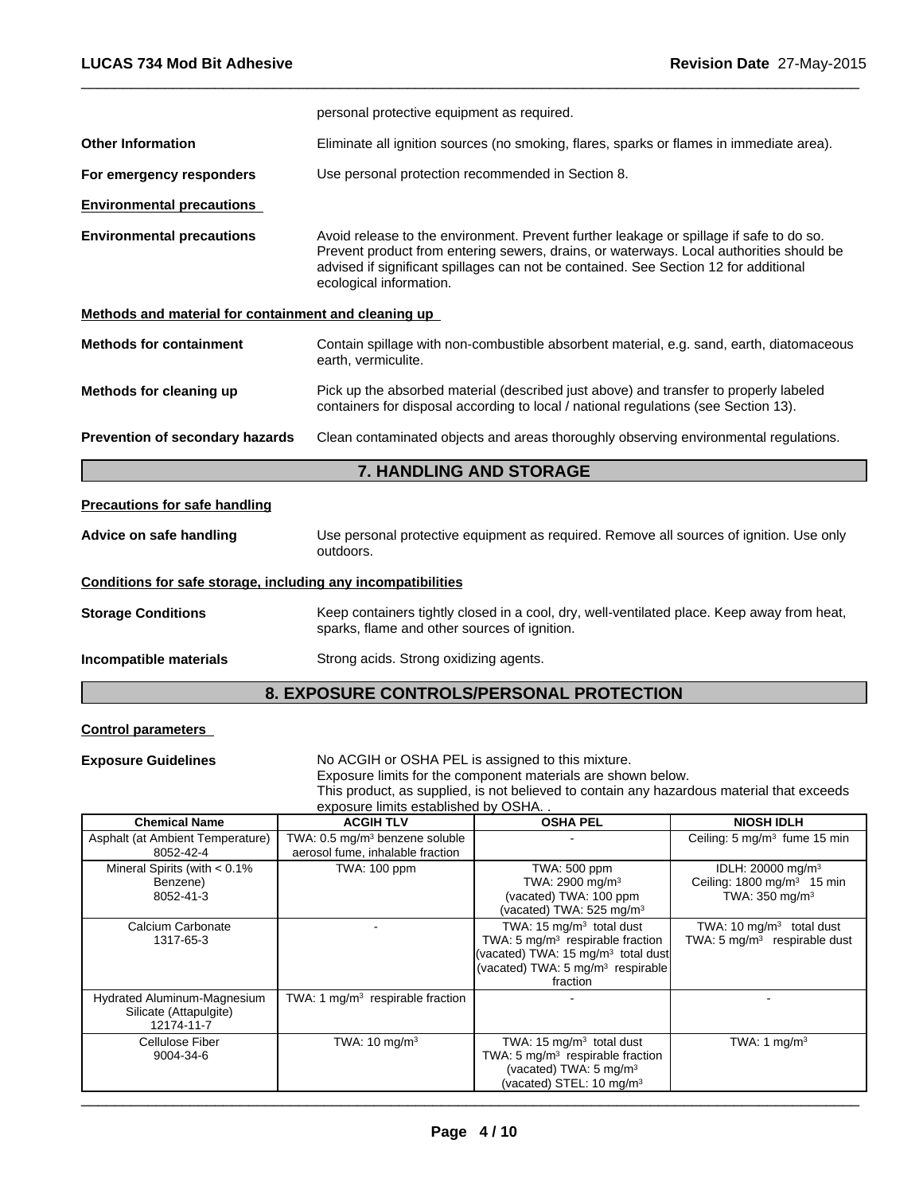| | |
|---|---|
| | personal protective equipment as required. |
| **Other Information** | Eliminate all ignition sources (no smoking, flares, sparks or flames in immediate area). |
| **For emergency responders** | Use personal protection recommended in Section 8. |

**Environmental precautions**

| | |
|---|---|
| **Environmental precautions** | Avoid release to the environment. Prevent further leakage or spillage if safe to do so. Prevent product from entering sewers, drains, or waterways. Local authorities should be advised if significant spillages can not be contained. See Section 12 for additional ecological information. |

**Methods and material for containment and cleaning up**

| | |
|---|---|
| **Methods for containment** | Contain spillage with non-combustible absorbent material, e.g. sand, earth, diatomaceous earth, vermiculite. |
| **Methods for cleaning up** | Pick up the absorbed material (described just above) and transfer to properly labeled containers for disposal according to local / national regulations (see Section 13). |
| **Prevention of secondary hazards** | Clean contaminated objects and areas thoroughly observing environmental regulations. |

## 7. HANDLING AND STORAGE

**Precautions for safe handling**

| | |
|---|---|
| **Advice on safe handling** | Use personal protective equipment as required. Remove all sources of ignition. Use only outdoors. |

**Conditions for safe storage, including any incompatibilities**

| | |
|---|---|
| **Storage Conditions** | Keep containers tightly closed in a cool, dry, well-ventilated place. Keep away from heat, sparks, flame and other sources of ignition. |
| **Incompatible materials** | Strong acids. Strong oxidizing agents. |

## 8. EXPOSURE CONTROLS/PERSONAL PROTECTION

**Control parameters**

**Exposure Guidelines** No ACGIH or OSHA PEL is assigned to this mixture.
Exposure limits for the component materials are shown below.
This product, as supplied, is not believed to contain any hazardous material that exceeds exposure limits established by OSHA. .

| Chemical Name | ACGIH TLV | OSHA PEL | NIOSH IDLH |
|---|---|---|---|
| Asphalt (at Ambient Temperature)<br>8052-42-4 | TWA: 0.5 mg/m³ benzene soluble aerosol fume, inhalable fraction | - | Ceiling: 5 mg/m³ fume 15 min |
| Mineral Spirits (with < 0.1% Benzene)<br>8052-41-3 | TWA: 100 ppm | TWA: 500 ppm<br>TWA: 2900 mg/m³<br>(vacated) TWA: 100 ppm<br>(vacated) TWA: 525 mg/m³ | IDLH: 20000 mg/m³<br>Ceiling: 1800 mg/m³ 15 min<br>TWA: 350 mg/m³ |
| Calcium Carbonate<br>1317-65-3 | - | TWA: 15 mg/m³ total dust<br>TWA: 5 mg/m³ respirable fraction<br>(vacated) TWA: 15 mg/m³ total dust<br>(vacated) TWA: 5 mg/m³ respirable fraction | TWA: 10 mg/m³ total dust<br>TWA: 5 mg/m³ respirable dust |
| Hydrated Aluminum-Magnesium Silicate (Attapulgite)<br>12174-11-7 | TWA: 1 mg/m³ respirable fraction | - | - |
| Cellulose Fiber<br>9004-34-6 | TWA: 10 mg/m³ | TWA: 15 mg/m³ total dust<br>TWA: 5 mg/m³ respirable fraction<br>(vacated) TWA: 5 mg/m³<br>(vacated) STEL: 10 mg/m³ | TWA: 1 mg/m³ |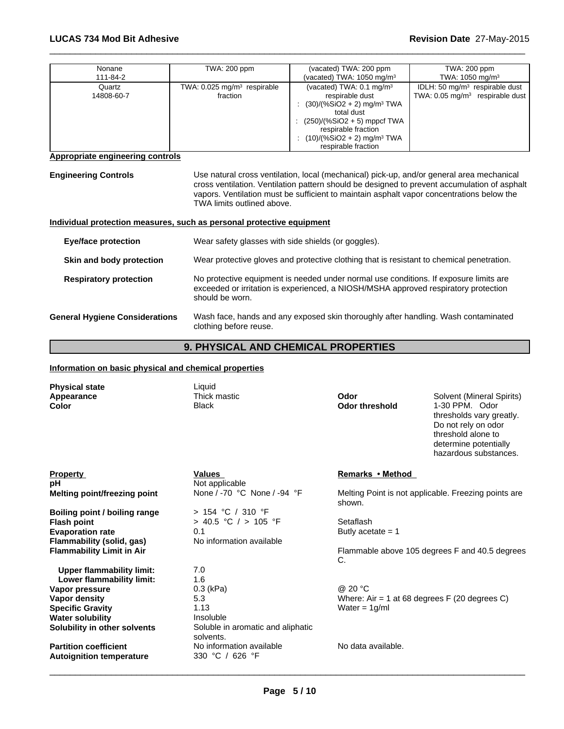| Nonane<br>111-84-2 | TWA: 200 ppm | (vacated) TWA: 200 ppm<br>(vacated) TWA: 1050 mg/m³ | TWA: 200 ppm<br>TWA: 1050 mg/m³ |
|---|---|---|---|
| Quartz<br>14808-60-7 | TWA: 0.025 mg/m³ respirable fraction | (vacated) TWA: 0.1 mg/m³ respirable dust<br>: (30)/(%SiO2 + 2) mg/m³ TWA total dust<br>: (250)/(%SiO2 + 5) mppcf TWA respirable fraction<br>: (10)/(%SiO2 + 2) mg/m³ TWA respirable fraction | IDLH: 50 mg/m³ respirable dust<br>TWA: 0.05 mg/m³ respirable dust |

**Appropriate engineering controls**

**Engineering Controls** Use natural cross ventilation, local (mechanical) pick-up, and/or general area mechanical cross ventilation. Ventilation pattern should be designed to prevent accumulation of asphalt vapors. Ventilation must be sufficient to maintain asphalt vapor concentrations below the TWA limits outlined above.

**Individual protection measures, such as personal protective equipment**

**Eye/face protection** Wear safety glasses with side shields (or goggles).

**Skin and body protection** Wear protective gloves and protective clothing that is resistant to chemical penetration.

**Respiratory protection** No protective equipment is needed under normal use conditions. If exposure limits are exceeded or irritation is experienced, a NIOSH/MSHA approved respiratory protection should be worn.

**General Hygiene Considerations** Wash face, hands and any exposed skin thoroughly after handling. Wash contaminated clothing before reuse.

## 9. PHYSICAL AND CHEMICAL PROPERTIES

**Information on basic physical and chemical properties**

**Physical state** Liquid
**Appearance** Thick mastic
**Color** Black
**Odor** Solvent (Mineral Spirits)
**Odor threshold** 1-30 PPM. Odor thresholds vary greatly. Do not rely on odor threshold alone to determine potentially hazardous substances.

| Property | Values | Remarks • Method |
|---|---|---|
| **pH** | Not applicable | |
| **Melting point/freezing point** | None / -70 °C None / -94 °F | Melting Point is not applicable. Freezing points are shown. |
| **Boiling point / boiling range** | > 154 °C / 310 °F | |
| **Flash point** | > 40.5 °C / > 105 °F | Setaflash |
| **Evaporation rate** | 0.1 | Butly acetate = 1 |
| **Flammability (solid, gas)** | No information available | |
| **Flammability Limit in Air** | | Flammable above 105 degrees F and 40.5 degrees C. |
| **Upper flammability limit:** | 7.0 | |
| **Lower flammability limit:** | 1.6 | |
| **Vapor pressure** | 0.3 (kPa) | @ 20 °C |
| **Vapor density** | 5.3 | Where: Air = 1 at 68 degrees F (20 degrees C) |
| **Specific Gravity** | 1.13 | Water = 1g/ml |
| **Water solubility** | Insoluble | |
| **Solubility in other solvents** | Soluble in aromatic and aliphatic solvents. | |
| **Partition coefficient** | No information available | No data available. |
| **Autoignition temperature** | 330 °C / 626 °F | |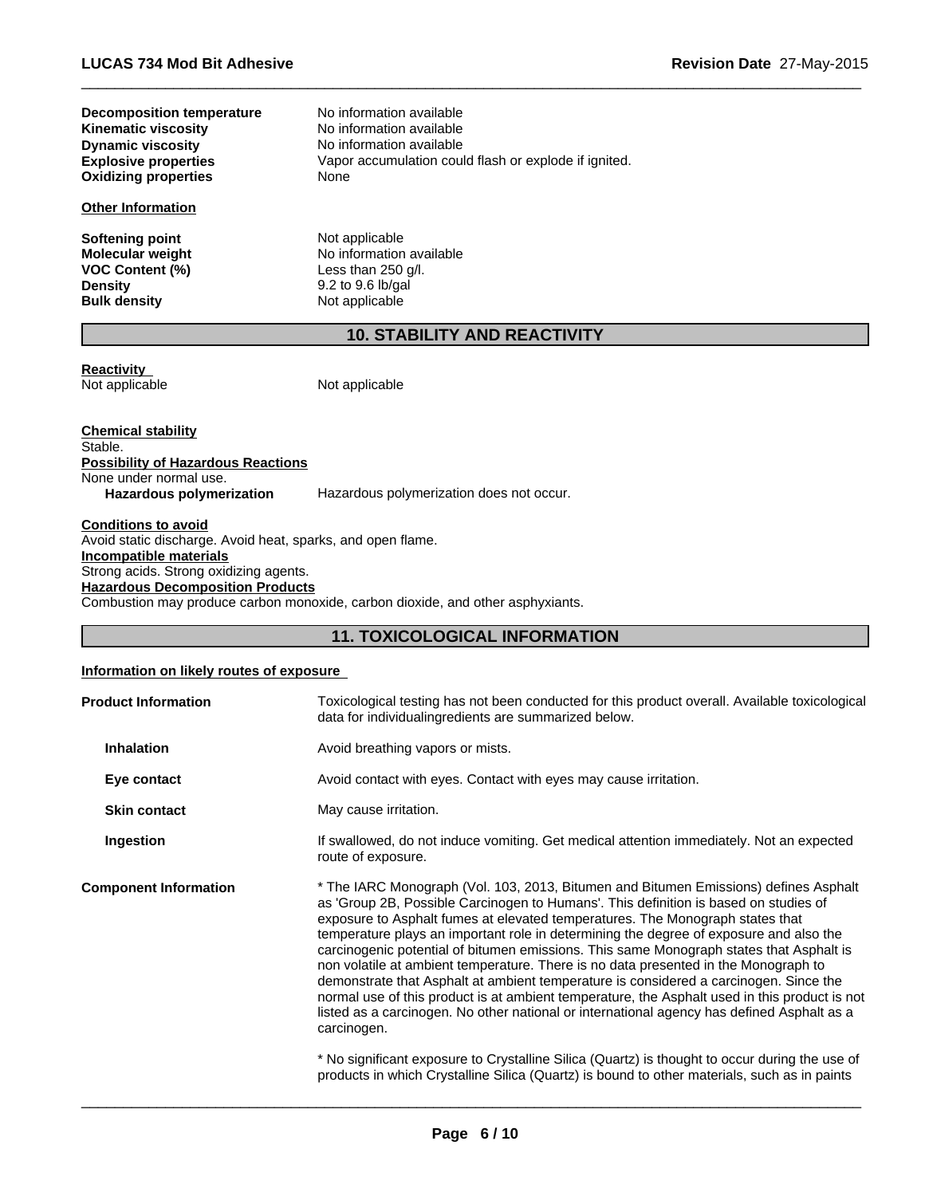| | |
|---|---|
| **Decomposition temperature** | No information available |
| **Kinematic viscosity** | No information available |
| **Dynamic viscosity** | No information available |
| **Explosive properties** | Vapor accumulation could flash or explode if ignited. |
| **Oxidizing properties** | None |

**Other Information**

| | |
|---|---|
| **Softening point** | Not applicable |
| **Molecular weight** | No information available |
| **VOC Content (%)** | Less than 250 g/l. |
| **Density** | 9.2 to 9.6 lb/gal |
| **Bulk density** | Not applicable |

## 10. STABILITY AND REACTIVITY

**Reactivity**

Not applicable Not applicable

**Chemical stability**

Stable.

**Possibility of Hazardous Reactions**

None under normal use.

**Hazardous polymerization** Hazardous polymerization does not occur.

**Conditions to avoid**

Avoid static discharge. Avoid heat, sparks, and open flame.

**Incompatible materials**

Strong acids. Strong oxidizing agents.

**Hazardous Decomposition Products**

Combustion may produce carbon monoxide, carbon dioxide, and other asphyxiants.

## 11. TOXICOLOGICAL INFORMATION

**Information on likely routes of exposure**

**Product Information**

Toxicological testing has not been conducted for this product overall. Available toxicological data for individualingredients are summarized below.

**Inhalation** Avoid breathing vapors or mists.

**Eye contact** Avoid contact with eyes. Contact with eyes may cause irritation.

**Skin contact** May cause irritation.

**Ingestion** If swallowed, do not induce vomiting. Get medical attention immediately. Not an expected route of exposure.

**Component Information**

* The IARC Monograph (Vol. 103, 2013, Bitumen and Bitumen Emissions) defines Asphalt as 'Group 2B, Possible Carcinogen to Humans'. This definition is based on studies of exposure to Asphalt fumes at elevated temperatures. The Monograph states that temperature plays an important role in determining the degree of exposure and also the carcinogenic potential of bitumen emissions. This same Monograph states that Asphalt is non volatile at ambient temperature. There is no data presented in the Monograph to demonstrate that Asphalt at ambient temperature is considered a carcinogen. Since the normal use of this product is at ambient temperature, the Asphalt used in this product is not listed as a carcinogen. No other national or international agency has defined Asphalt as a carcinogen.

* No significant exposure to Crystalline Silica (Quartz) is thought to occur during the use of products in which Crystalline Silica (Quartz) is bound to other materials, such as in paints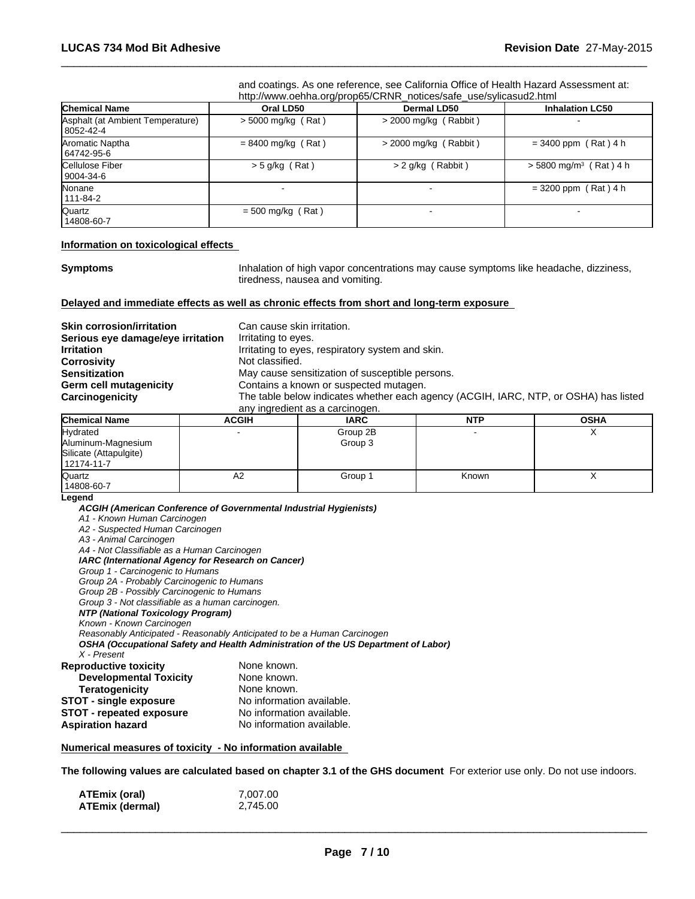and coatings. As one reference, see California Office of Health Hazard Assessment at: http://www.oehha.org/prop65/CRNR_notices/safe_use/sylicasud2.html

| Chemical Name | Oral LD50 | Dermal LD50 | Inhalation LC50 |
|---|---|---|---|
| Asphalt (at Ambient Temperature) 8052-42-4 | > 5000 mg/kg ( Rat ) | > 2000 mg/kg ( Rabbit ) | - |
| Aromatic Naptha 64742-95-6 | = 8400 mg/kg ( Rat ) | > 2000 mg/kg ( Rabbit ) | = 3400 ppm ( Rat ) 4 h |
| Cellulose Fiber 9004-34-6 | > 5 g/kg ( Rat ) | > 2 g/kg ( Rabbit ) | > 5800 mg/m³ ( Rat ) 4 h |
| Nonane 111-84-2 | - | - | = 3200 ppm ( Rat ) 4 h |
| Quartz 14808-60-7 | = 500 mg/kg ( Rat ) | - | - |

**Information on toxicological effects**

**Symptoms** Inhalation of high vapor concentrations may cause symptoms like headache, dizziness, tiredness, nausea and vomiting.

**Delayed and immediate effects as well as chronic effects from short and long-term exposure**

**Skin corrosion/irritation** Can cause skin irritation.
**Serious eye damage/eye irritation** Irritating to eyes.
**Irritation** Irritating to eyes, respiratory system and skin.
**Corrosivity** Not classified.
**Sensitization** May cause sensitization of susceptible persons.
**Germ cell mutagenicity** Contains a known or suspected mutagen.
**Carcinogenicity** The table below indicates whether each agency (ACGIH, IARC, NTP, or OSHA) has listed any ingredient as a carcinogen.

| Chemical Name | ACGIH | IARC | NTP | OSHA |
|---|---|---|---|---|
| Hydrated Aluminum-Magnesium Silicate (Attapulgite) 12174-11-7 | - | Group 2B Group 3 | - | X |
| Quartz 14808-60-7 | A2 | Group 1 | Known | X |

**Legend**

***ACGIH (American Conference of Governmental Industrial Hygienists)***
*A1 - Known Human Carcinogen*
*A2 - Suspected Human Carcinogen*
*A3 - Animal Carcinogen*
*A4 - Not Classifiable as a Human Carcinogen*
***IARC (International Agency for Research on Cancer)***
*Group 1 - Carcinogenic to Humans*
*Group 2A - Probably Carcinogenic to Humans*
*Group 2B - Possibly Carcinogenic to Humans*
*Group 3 - Not classifiable as a human carcinogen.*
***NTP (National Toxicology Program)***
*Known - Known Carcinogen*
*Reasonably Anticipated - Reasonably Anticipated to be a Human Carcinogen*
***OSHA (Occupational Safety and Health Administration of the US Department of Labor)***
*X - Present*

**Reproductive toxicity** None known.
**Developmental Toxicity** None known.
**Teratogenicity** None known.
**STOT - single exposure** No information available.
**STOT - repeated exposure** No information available.
**Aspiration hazard** No information available.

**Numerical measures of toxicity - No information available**

**The following values are calculated based on chapter 3.1 of the GHS document** For exterior use only. Do not use indoors.

**ATEmix (oral)** 7,007.00
**ATEmix (dermal)** 2,745.00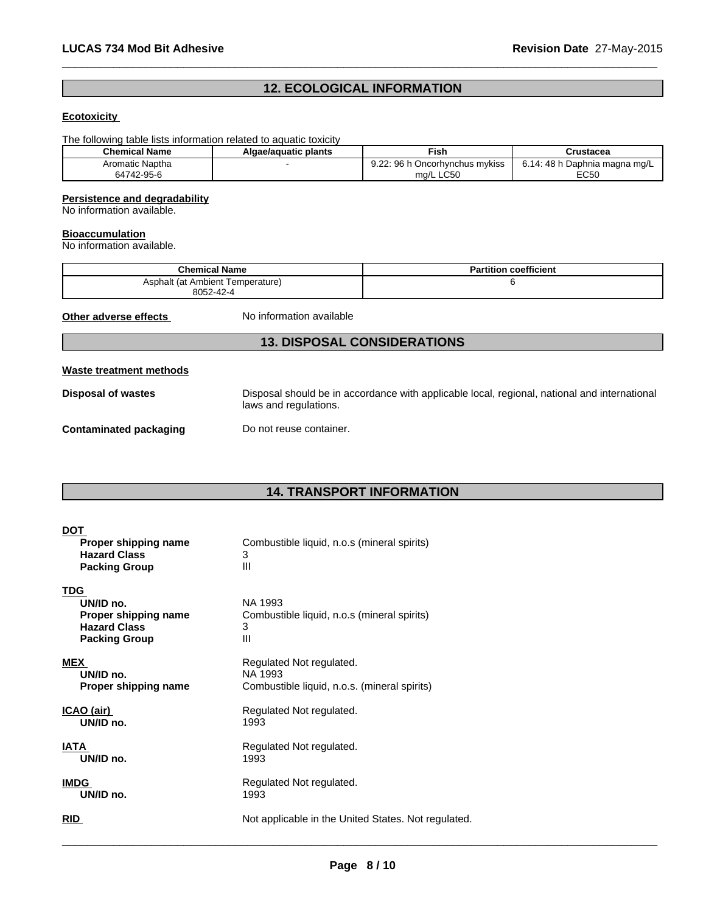## 12. ECOLOGICAL INFORMATION

### Ecotoxicity

The following table lists information related to aquatic toxicity

| Chemical Name | Algae/aquatic plants | Fish | Crustacea |
|---|---|---|---|
| Aromatic Naptha 64742-95-6 | - | 9.22: 96 h Oncorhynchus mykiss mg/L LC50 | 6.14: 48 h Daphnia magna mg/L EC50 |

### Persistence and degradability

No information available.

### Bioaccumulation

No information available.

| Chemical Name | Partition coefficient |
|---|---|
| Asphalt (at Ambient Temperature) 8052-42-4 | 6 |

**Other adverse effects** No information available

## 13. DISPOSAL CONSIDERATIONS

### Waste treatment methods

**Disposal of wastes** Disposal should be in accordance with applicable local, regional, national and international laws and regulations.

**Contaminated packaging** Do not reuse container.

## 14. TRANSPORT INFORMATION

**DOT**
- **Proper shipping name** Combustible liquid, n.o.s (mineral spirits)
- **Hazard Class** 3
- **Packing Group** III

**TDG**
- **UN/ID no.** NA 1993
- **Proper shipping name** Combustible liquid, n.o.s (mineral spirits)
- **Hazard Class** 3
- **Packing Group** III

**MEX** Regulated Not regulated.
- **UN/ID no.** NA 1993
- **Proper shipping name** Combustible liquid, n.o.s. (mineral spirits)

**ICAO (air)** Regulated Not regulated.
- **UN/ID no.** 1993

**IATA** Regulated Not regulated.
- **UN/ID no.** 1993

**IMDG** Regulated Not regulated.
- **UN/ID no.** 1993

**RID** Not applicable in the United States. Not regulated.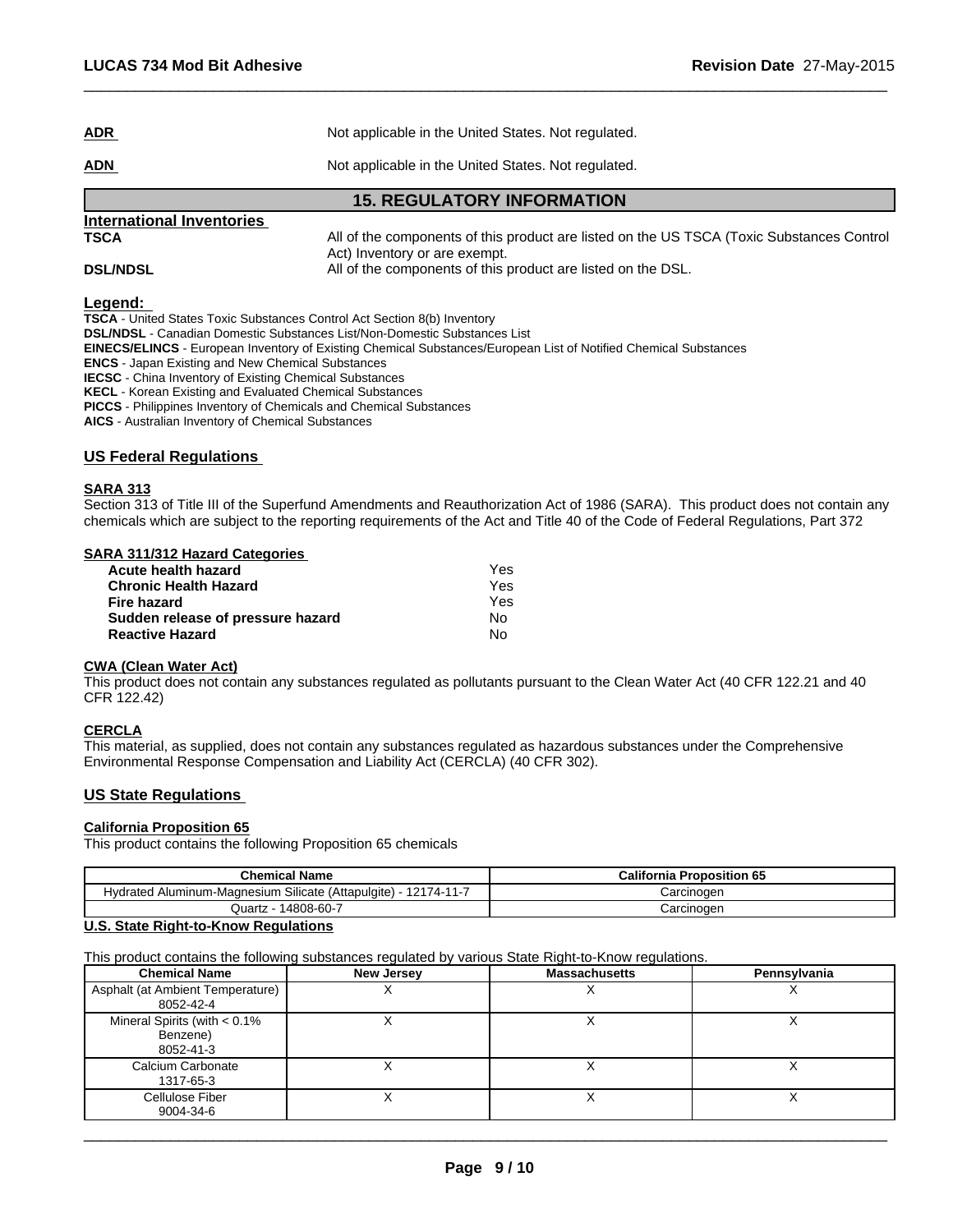**ADN** Not applicable in the United States. Not regulated.

**ADR** Not applicable in the United States. Not regulated.

## 15. REGULATORY INFORMATION

**International Inventories**

**TSCA** All of the components of this product are listed on the US TSCA (Toxic Substances Control Act) Inventory or are exempt.

**DSL/NDSL** All of the components of this product are listed on the DSL.

**Legend:**

**TSCA** - United States Toxic Substances Control Act Section 8(b) Inventory
**DSL/NDSL** - Canadian Domestic Substances List/Non-Domestic Substances List
**EINECS/ELINCS** - European Inventory of Existing Chemical Substances/European List of Notified Chemical Substances
**ENCS** - Japan Existing and New Chemical Substances
**IECSC** - China Inventory of Existing Chemical Substances
**KECL** - Korean Existing and Evaluated Chemical Substances
**PICCS** - Philippines Inventory of Chemicals and Chemical Substances
**AICS** - Australian Inventory of Chemical Substances

### US Federal Regulations

**SARA 313**

Section 313 of Title III of the Superfund Amendments and Reauthorization Act of 1986 (SARA). This product does not contain any chemicals which are subject to the reporting requirements of the Act and Title 40 of the Code of Federal Regulations, Part 372

**SARA 311/312 Hazard Categories**

| | |
|---|---|
| **Acute health hazard** | Yes |
| **Chronic Health Hazard** | Yes |
| **Fire hazard** | Yes |
| **Sudden release of pressure hazard** | No |
| **Reactive Hazard** | No |

**CWA (Clean Water Act)**

This product does not contain any substances regulated as pollutants pursuant to the Clean Water Act (40 CFR 122.21 and 40 CFR 122.42)

**CERCLA**

This material, as supplied, does not contain any substances regulated as hazardous substances under the Comprehensive Environmental Response Compensation and Liability Act (CERCLA) (40 CFR 302).

### US State Regulations

**California Proposition 65**

This product contains the following Proposition 65 chemicals

| Chemical Name | California Proposition 65 |
|---|---|
| Hydrated Aluminum-Magnesium Silicate (Attapulgite) - 12174-11-7 | Carcinogen |
| Quartz - 14808-60-7 | Carcinogen |

**U.S. State Right-to-Know Regulations**

This product contains the following substances regulated by various State Right-to-Know regulations.

| Chemical Name | New Jersey | Massachusetts | Pennsylvania |
|---|---|---|---|
| Asphalt (at Ambient Temperature) 8052-42-4 | X | X | X |
| Mineral Spirits (with < 0.1% Benzene) 8052-41-3 | X | X | X |
| Calcium Carbonate 1317-65-3 | X | X | X |
| Cellulose Fiber 9004-34-6 | X | X | X |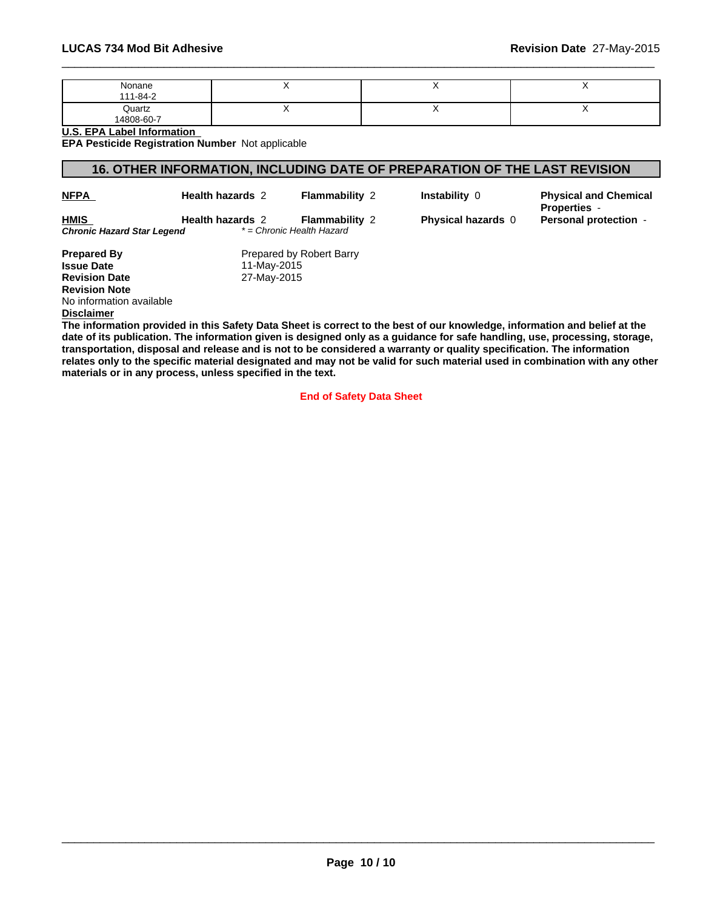| | | | |
|---|---|---|---|
| Nonane<br>111-84-2 | X | X | X |
| Quartz<br>14808-60-7 | X | X | X |

**U.S. EPA Label Information**

**EPA Pesticide Registration Number** Not applicable

## 16. OTHER INFORMATION, INCLUDING DATE OF PREPARATION OF THE LAST REVISION

| | | | | |
|---|---|---|---|---|
| **NFPA** | **Health hazards** 2 | **Flammability** 2 | **Instability** 0 | **Physical and Chemical Properties** - |
| **HMIS** | **Health hazards** 2 | **Flammability** 2 | **Physical hazards** 0 | **Personal protection** - |

***Chronic Hazard Star Legend*** *\* = Chronic Health Hazard*

**Prepared By** Prepared by Robert Barry
**Issue Date** 11-May-2015
**Revision Date** 27-May-2015
**Revision Note**
No information available

**Disclaimer**

**The information provided in this Safety Data Sheet is correct to the best of our knowledge, information and belief at the date of its publication. The information given is designed only as a guidance for safe handling, use, processing, storage, transportation, disposal and release and is not to be considered a warranty or quality specification. The information relates only to the specific material designated and may not be valid for such material used in combination with any other materials or in any process, unless specified in the text.**

**End of Safety Data Sheet**